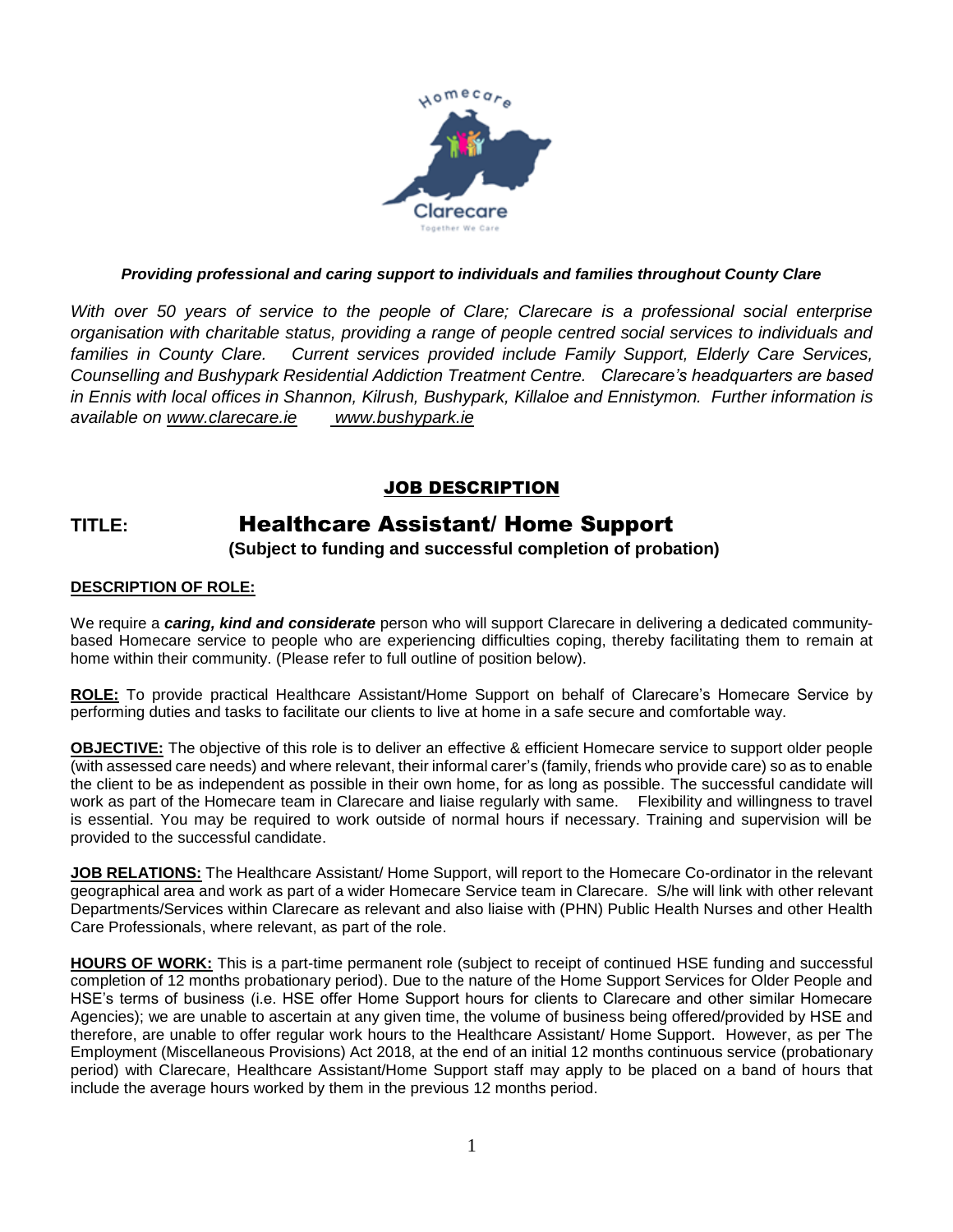***Providing professional and caring support to individuals and families throughout County Clare***

*With over 50 years of service to the people of Clare; Clarecare is a professional social enterprise organisation with charitable status, providing a range of people centred social services to individuals and families in County Clare. Current services provided include Family Support, Elderly Care Services, Counselling and Bushypark Residential Addiction Treatment Centre. Clarecare's headquarters are based in Ennis with local offices in Shannon, Kilrush, Bushypark, Killaloe and Ennistymon. Further information is available on www.clarecare.ie www.bushypark.ie*

## JOB DESCRIPTION

## TITLE: Healthcare Assistant/ Home Support

**(Subject to funding and successful completion of probation)**

**DESCRIPTION OF ROLE:**

We require a ***caring, kind and considerate*** person who will support Clarecare in delivering a dedicated community-based Homecare service to people who are experiencing difficulties coping, thereby facilitating them to remain at home within their community. (Please refer to full outline of position below).

**ROLE:** To provide practical Healthcare Assistant/Home Support on behalf of Clarecare's Homecare Service by performing duties and tasks to facilitate our clients to live at home in a safe secure and comfortable way.

**OBJECTIVE:** The objective of this role is to deliver an effective & efficient Homecare service to support older people (with assessed care needs) and where relevant, their informal carer's (family, friends who provide care) so as to enable the client to be as independent as possible in their own home, for as long as possible. The successful candidate will work as part of the Homecare team in Clarecare and liaise regularly with same. Flexibility and willingness to travel is essential. You may be required to work outside of normal hours if necessary. Training and supervision will be provided to the successful candidate.

**JOB RELATIONS:** The Healthcare Assistant/ Home Support, will report to the Homecare Co-ordinator in the relevant geographical area and work as part of a wider Homecare Service team in Clarecare. S/he will link with other relevant Departments/Services within Clarecare as relevant and also liaise with (PHN) Public Health Nurses and other Health Care Professionals, where relevant, as part of the role.

**HOURS OF WORK:** This is a part-time permanent role (subject to receipt of continued HSE funding and successful completion of 12 months probationary period). Due to the nature of the Home Support Services for Older People and HSE's terms of business (i.e. HSE offer Home Support hours for clients to Clarecare and other similar Homecare Agencies); we are unable to ascertain at any given time, the volume of business being offered/provided by HSE and therefore, are unable to offer regular work hours to the Healthcare Assistant/ Home Support. However, as per The Employment (Miscellaneous Provisions) Act 2018, at the end of an initial 12 months continuous service (probationary period) with Clarecare, Healthcare Assistant/Home Support staff may apply to be placed on a band of hours that include the average hours worked by them in the previous 12 months period.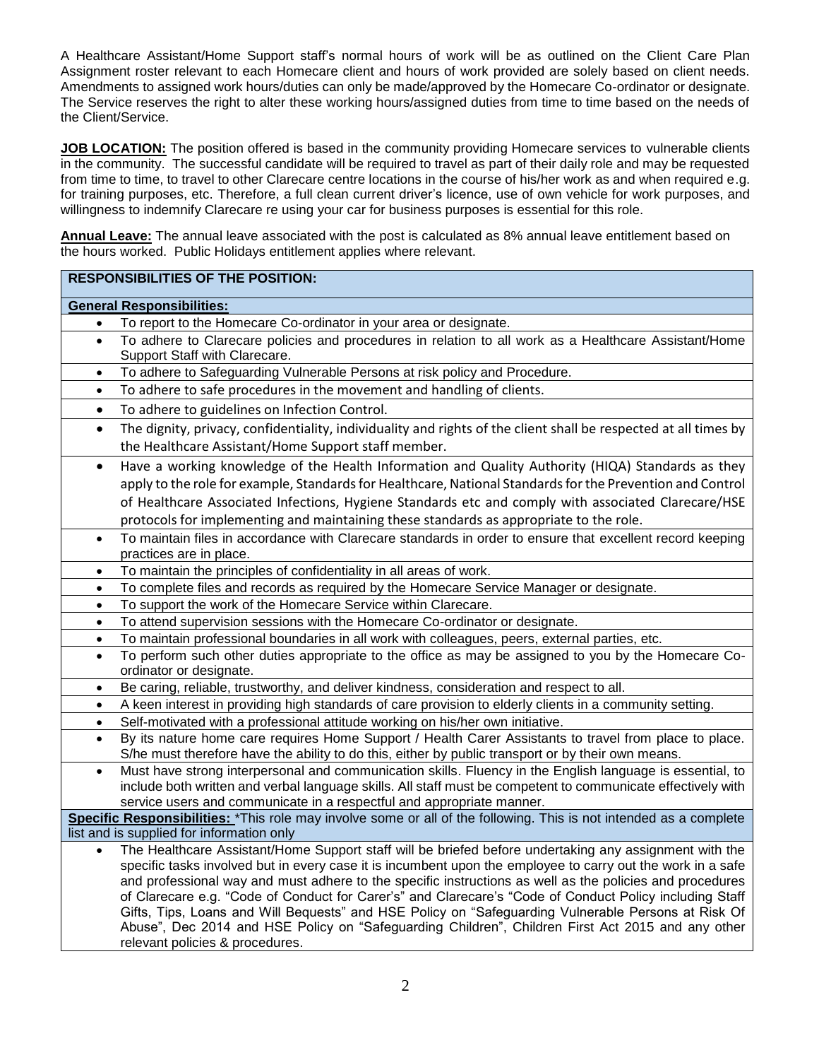A Healthcare Assistant/Home Support staff's normal hours of work will be as outlined on the Client Care Plan Assignment roster relevant to each Homecare client and hours of work provided are solely based on client needs. Amendments to assigned work hours/duties can only be made/approved by the Homecare Co-ordinator or designate. The Service reserves the right to alter these working hours/assigned duties from time to time based on the needs of the Client/Service.

**JOB LOCATION:** The position offered is based in the community providing Homecare services to vulnerable clients in the community. The successful candidate will be required to travel as part of their daily role and may be requested from time to time, to travel to other Clarecare centre locations in the course of his/her work as and when required e.g. for training purposes, etc. Therefore, a full clean current driver's licence, use of own vehicle for work purposes, and willingness to indemnify Clarecare re using your car for business purposes is essential for this role.

**Annual Leave:** The annual leave associated with the post is calculated as 8% annual leave entitlement based on the hours worked. Public Holidays entitlement applies where relevant.

| **RESPONSIBILITIES OF THE POSITION:** |
|---|
| **General Responsibilities:** |
| • To report to the Homecare Co-ordinator in your area or designate. |
| • To adhere to Clarecare policies and procedures in relation to all work as a Healthcare Assistant/Home Support Staff with Clarecare. |
| • To adhere to Safeguarding Vulnerable Persons at risk policy and Procedure. |
| • To adhere to safe procedures in the movement and handling of clients. |
| • To adhere to guidelines on Infection Control. |
| • The dignity, privacy, confidentiality, individuality and rights of the client shall be respected at all times by the Healthcare Assistant/Home Support staff member. |
| • Have a working knowledge of the Health Information and Quality Authority (HIQA) Standards as they apply to the role for example, Standards for Healthcare, National Standards for the Prevention and Control of Healthcare Associated Infections, Hygiene Standards etc and comply with associated Clarecare/HSE protocols for implementing and maintaining these standards as appropriate to the role. |
| • To maintain files in accordance with Clarecare standards in order to ensure that excellent record keeping practices are in place. |
| • To maintain the principles of confidentiality in all areas of work. |
| • To complete files and records as required by the Homecare Service Manager or designate. |
| • To support the work of the Homecare Service within Clarecare. |
| • To attend supervision sessions with the Homecare Co-ordinator or designate. |
| • To maintain professional boundaries in all work with colleagues, peers, external parties, etc. |
| • To perform such other duties appropriate to the office as may be assigned to you by the Homecare Co-ordinator or designate. |
| • Be caring, reliable, trustworthy, and deliver kindness, consideration and respect to all. |
| • A keen interest in providing high standards of care provision to elderly clients in a community setting. |
| • Self-motivated with a professional attitude working on his/her own initiative. |
| • By its nature home care requires Home Support / Health Carer Assistants to travel from place to place. S/he must therefore have the ability to do this, either by public transport or by their own means. |
| • Must have strong interpersonal and communication skills. Fluency in the English language is essential, to include both written and verbal language skills. All staff must be competent to communicate effectively with service users and communicate in a respectful and appropriate manner. |
| **Specific Responsibilities:** *This role may involve some or all of the following. This is not intended as a complete list and is supplied for information only |
| • The Healthcare Assistant/Home Support staff will be briefed before undertaking any assignment with the specific tasks involved but in every case it is incumbent upon the employee to carry out the work in a safe and professional way and must adhere to the specific instructions as well as the policies and procedures of Clarecare e.g. "Code of Conduct for Carer's" and Clarecare's "Code of Conduct Policy including Staff Gifts, Tips, Loans and Will Bequests" and HSE Policy on "Safeguarding Vulnerable Persons at Risk Of Abuse", Dec 2014 and HSE Policy on "Safeguarding Children", Children First Act 2015 and any other relevant policies & procedures. |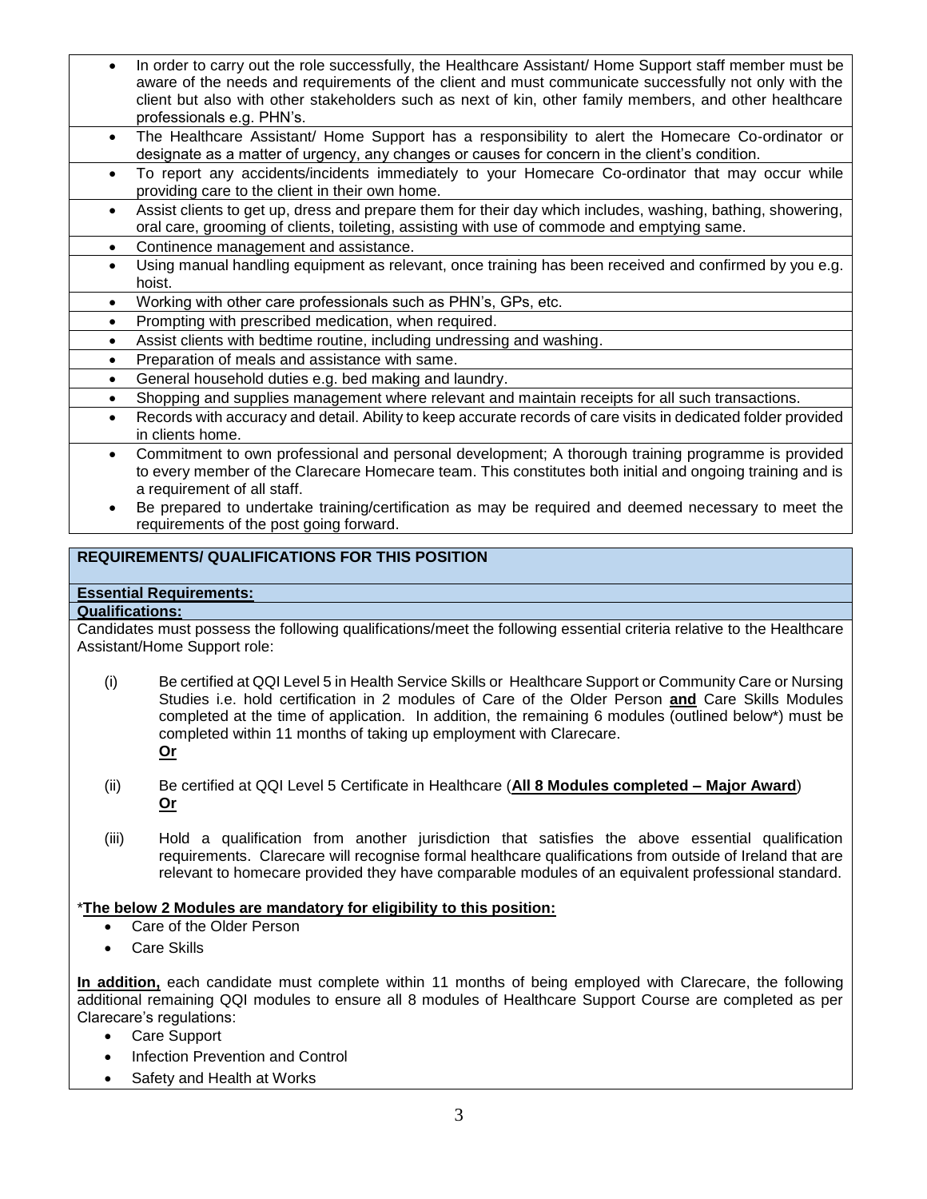- In order to carry out the role successfully, the Healthcare Assistant/ Home Support staff member must be aware of the needs and requirements of the client and must communicate successfully not only with the client but also with other stakeholders such as next of kin, other family members, and other healthcare professionals e.g. PHN's.
- The Healthcare Assistant/ Home Support has a responsibility to alert the Homecare Co-ordinator or designate as a matter of urgency, any changes or causes for concern in the client's condition.
- To report any accidents/incidents immediately to your Homecare Co-ordinator that may occur while providing care to the client in their own home.
- Assist clients to get up, dress and prepare them for their day which includes, washing, bathing, showering, oral care, grooming of clients, toileting, assisting with use of commode and emptying same.
- Continence management and assistance.
- Using manual handling equipment as relevant, once training has been received and confirmed by you e.g. hoist.
- Working with other care professionals such as PHN's, GPs, etc.
- Prompting with prescribed medication, when required.
- Assist clients with bedtime routine, including undressing and washing.
- Preparation of meals and assistance with same.
- General household duties e.g. bed making and laundry.
- Shopping and supplies management where relevant and maintain receipts for all such transactions.
- Records with accuracy and detail. Ability to keep accurate records of care visits in dedicated folder provided in clients home.
- Commitment to own professional and personal development; A thorough training programme is provided to every member of the Clarecare Homecare team. This constitutes both initial and ongoing training and is a requirement of all staff.
- Be prepared to undertake training/certification as may be required and deemed necessary to meet the requirements of the post going forward.

## REQUIREMENTS/ QUALIFICATIONS FOR THIS POSITION

**Essential Requirements:**

**Qualifications:**

Candidates must possess the following qualifications/meet the following essential criteria relative to the Healthcare Assistant/Home Support role:

(i) Be certified at QQI Level 5 in Health Service Skills or Healthcare Support or Community Care or Nursing Studies i.e. hold certification in 2 modules of Care of the Older Person **and** Care Skills Modules completed at the time of application. In addition, the remaining 6 modules (outlined below*) must be completed within 11 months of taking up employment with Clarecare.
**Or**

(ii) Be certified at QQI Level 5 Certificate in Healthcare (**All 8 Modules completed – Major Award**)
**Or**

(iii) Hold a qualification from another jurisdiction that satisfies the above essential qualification requirements. Clarecare will recognise formal healthcare qualifications from outside of Ireland that are relevant to homecare provided they have comparable modules of an equivalent professional standard.

***The below 2 Modules are mandatory for eligibility to this position:**

- Care of the Older Person
- Care Skills

**In addition,** each candidate must complete within 11 months of being employed with Clarecare, the following additional remaining QQI modules to ensure all 8 modules of Healthcare Support Course are completed as per Clarecare's regulations:

- Care Support
- Infection Prevention and Control
- Safety and Health at Works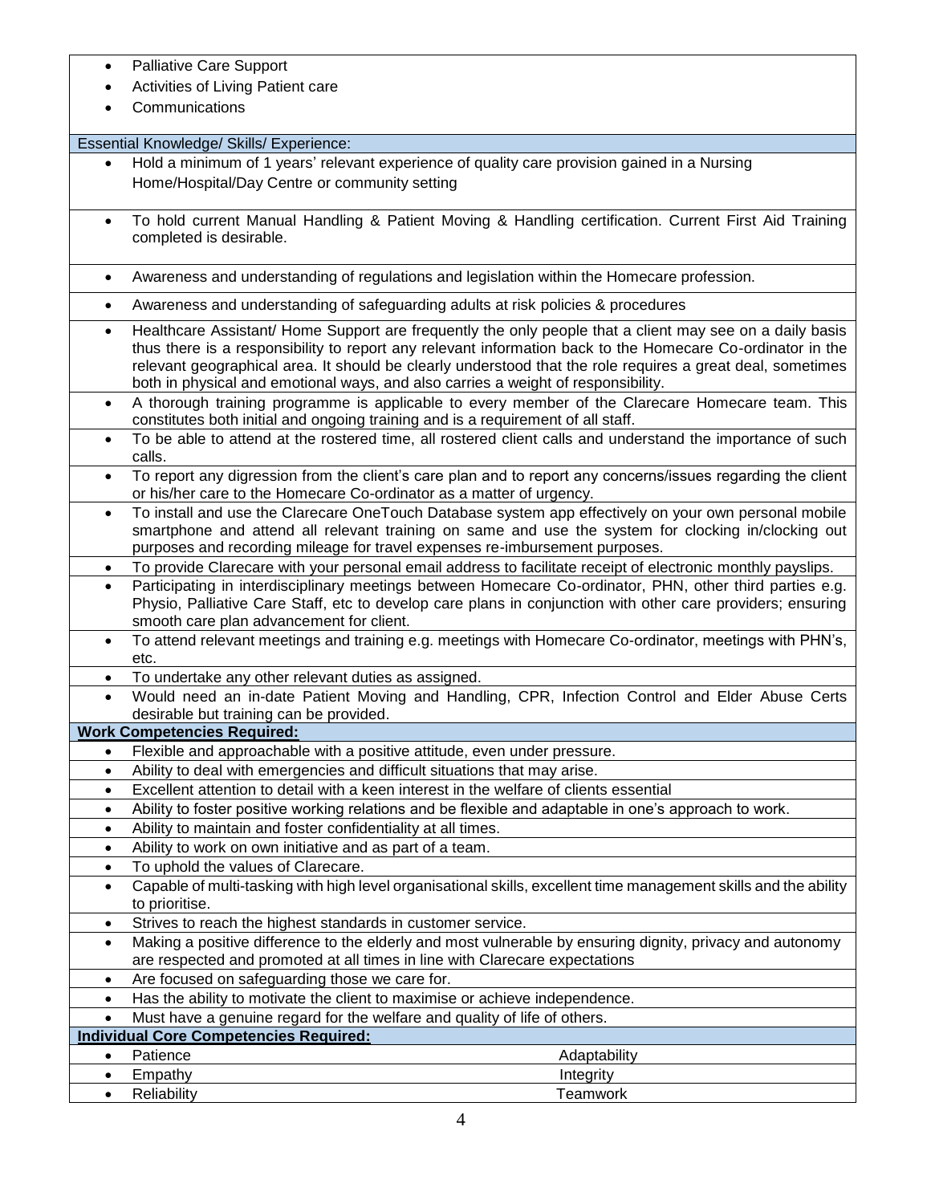- Palliative Care Support
- Activities of Living Patient care
- Communications

**Essential Knowledge/ Skills/ Experience:**

- Hold a minimum of 1 years' relevant experience of quality care provision gained in a Nursing Home/Hospital/Day Centre or community setting
- To hold current Manual Handling & Patient Moving & Handling certification. Current First Aid Training completed is desirable.
- Awareness and understanding of regulations and legislation within the Homecare profession.
- Awareness and understanding of safeguarding adults at risk policies & procedures
- Healthcare Assistant/ Home Support are frequently the only people that a client may see on a daily basis thus there is a responsibility to report any relevant information back to the Homecare Co-ordinator in the relevant geographical area. It should be clearly understood that the role requires a great deal, sometimes both in physical and emotional ways, and also carries a weight of responsibility.
- A thorough training programme is applicable to every member of the Clarecare Homecare team. This constitutes both initial and ongoing training and is a requirement of all staff.
- To be able to attend at the rostered time, all rostered client calls and understand the importance of such calls.
- To report any digression from the client's care plan and to report any concerns/issues regarding the client or his/her care to the Homecare Co-ordinator as a matter of urgency.
- To install and use the Clarecare OneTouch Database system app effectively on your own personal mobile smartphone and attend all relevant training on same and use the system for clocking in/clocking out purposes and recording mileage for travel expenses re-imbursement purposes.
- To provide Clarecare with your personal email address to facilitate receipt of electronic monthly payslips.
- Participating in interdisciplinary meetings between Homecare Co-ordinator, PHN, other third parties e.g. Physio, Palliative Care Staff, etc to develop care plans in conjunction with other care providers; ensuring smooth care plan advancement for client.
- To attend relevant meetings and training e.g. meetings with Homecare Co-ordinator, meetings with PHN's, etc.
- To undertake any other relevant duties as assigned.
- Would need an in-date Patient Moving and Handling, CPR, Infection Control and Elder Abuse Certs desirable but training can be provided.

**Work Competencies Required:**

- Flexible and approachable with a positive attitude, even under pressure.
- Ability to deal with emergencies and difficult situations that may arise.
- Excellent attention to detail with a keen interest in the welfare of clients essential
- Ability to foster positive working relations and be flexible and adaptable in one's approach to work.
- Ability to maintain and foster confidentiality at all times.
- Ability to work on own initiative and as part of a team.
- To uphold the values of Clarecare.
- Capable of multi-tasking with high level organisational skills, excellent time management skills and the ability to prioritise.
- Strives to reach the highest standards in customer service.
- Making a positive difference to the elderly and most vulnerable by ensuring dignity, privacy and autonomy are respected and promoted at all times in line with Clarecare expectations
- Are focused on safeguarding those we care for.
- Has the ability to motivate the client to maximise or achieve independence.
- Must have a genuine regard for the welfare and quality of life of others.

**Individual Core Competencies Required:**

| | |
|---|---|
| • Patience | Adaptability |
| • Empathy | Integrity |
| • Reliability | Teamwork |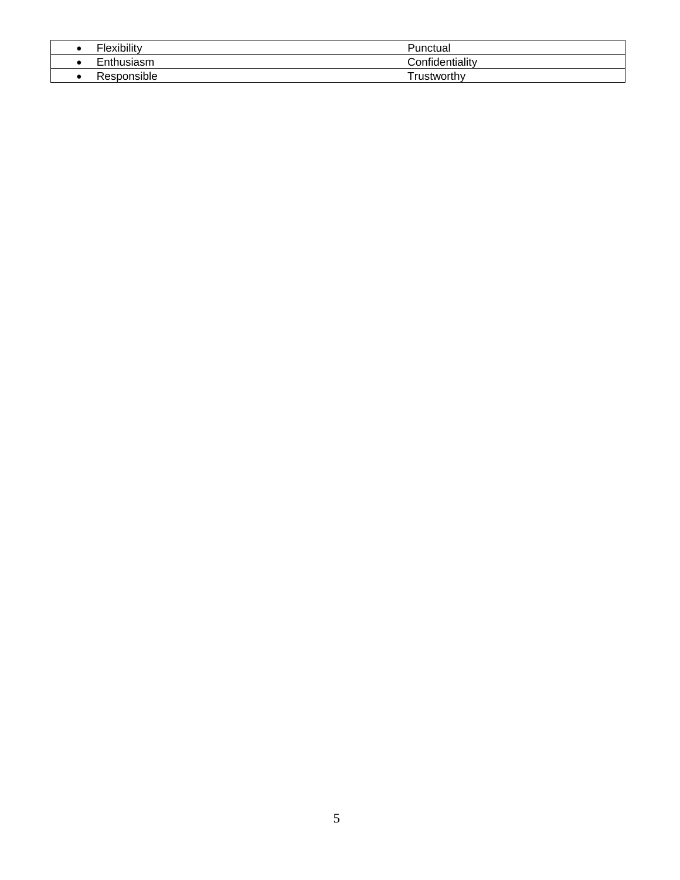| | |
|---|---|
| • Flexibility | Punctual |
| • Enthusiasm | Confidentiality |
| • Responsible | Trustworthy |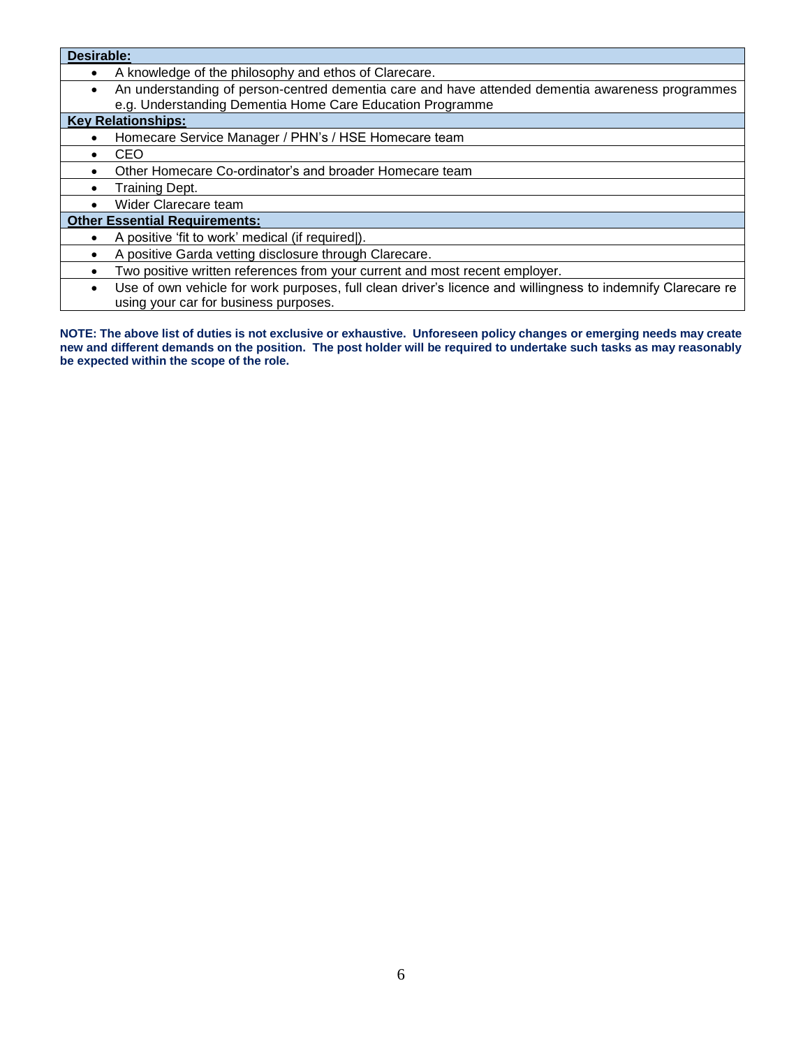| Desirable: |
|---|
| • A knowledge of the philosophy and ethos of Clarecare. |
| • An understanding of person-centred dementia care and have attended dementia awareness programmes e.g. Understanding Dementia Home Care Education Programme |
| **Key Relationships:** |
| • Homecare Service Manager / PHN's / HSE Homecare team |
| • CEO |
| • Other Homecare Co-ordinator's and broader Homecare team |
| • Training Dept. |
| • Wider Clarecare team |
| **Other Essential Requirements:** |
| • A positive 'fit to work' medical (if required\|). |
| • A positive Garda vetting disclosure through Clarecare. |
| • Two positive written references from your current and most recent employer. |
| • Use of own vehicle for work purposes, full clean driver's licence and willingness to indemnify Clarecare re using your car for business purposes. |

**NOTE: The above list of duties is not exclusive or exhaustive. Unforeseen policy changes or emerging needs may create new and different demands on the position. The post holder will be required to undertake such tasks as may reasonably be expected within the scope of the role.**